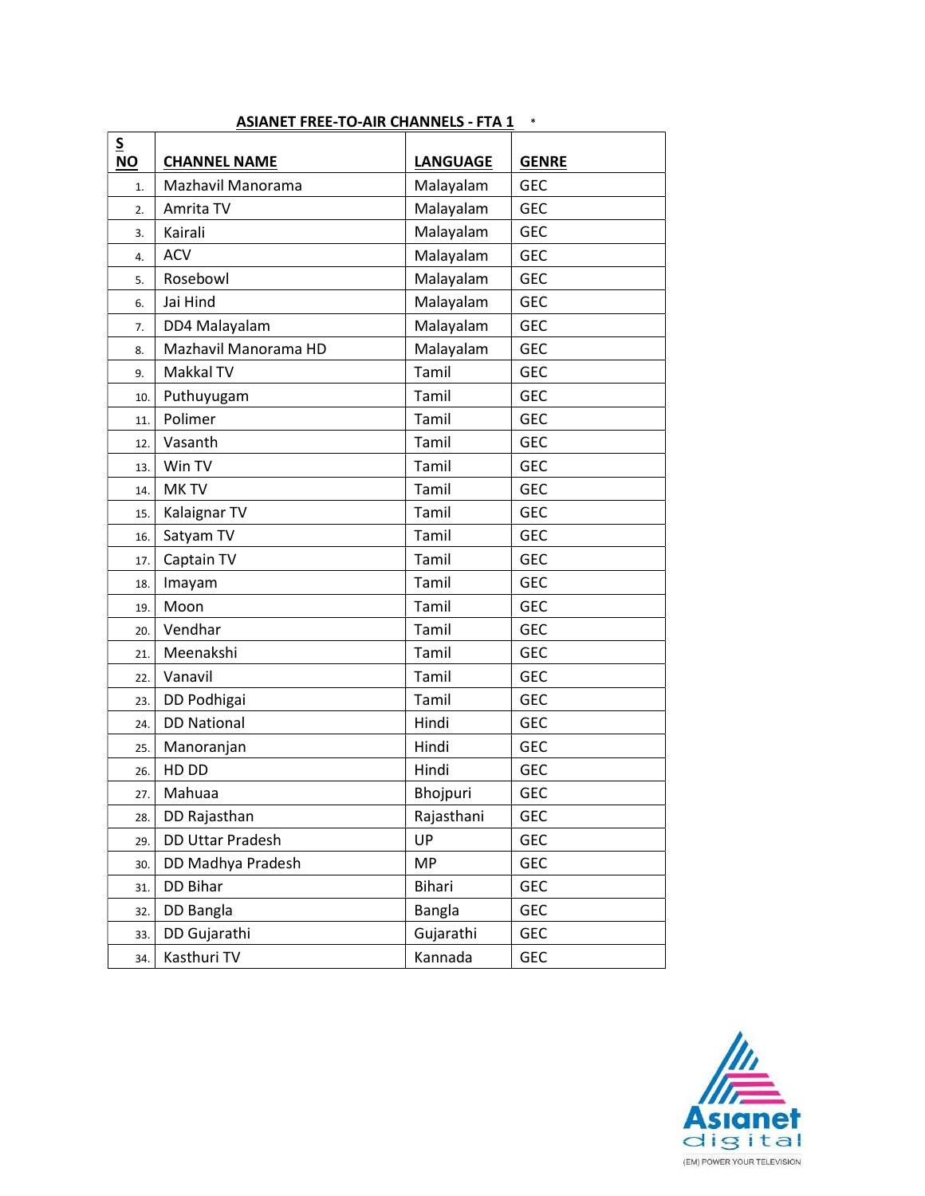## ASIANET FREE-TO-AIR CHANNELS - FTA 1 *

| S NO | CHANNEL NAME | LANGUAGE | GENRE |
|---|---|---|---|
| 1. | Mazhavil Manorama | Malayalam | GEC |
| 2. | Amrita TV | Malayalam | GEC |
| 3. | Kairali | Malayalam | GEC |
| 4. | ACV | Malayalam | GEC |
| 5. | Rosebowl | Malayalam | GEC |
| 6. | Jai Hind | Malayalam | GEC |
| 7. | DD4 Malayalam | Malayalam | GEC |
| 8. | Mazhavil Manorama HD | Malayalam | GEC |
| 9. | Makkal TV | Tamil | GEC |
| 10. | Puthuyugam | Tamil | GEC |
| 11. | Polimer | Tamil | GEC |
| 12. | Vasanth | Tamil | GEC |
| 13. | Win TV | Tamil | GEC |
| 14. | MK TV | Tamil | GEC |
| 15. | Kalaignar TV | Tamil | GEC |
| 16. | Satyam TV | Tamil | GEC |
| 17. | Captain TV | Tamil | GEC |
| 18. | Imayam | Tamil | GEC |
| 19. | Moon | Tamil | GEC |
| 20. | Vendhar | Tamil | GEC |
| 21. | Meenakshi | Tamil | GEC |
| 22. | Vanavil | Tamil | GEC |
| 23. | DD Podhigai | Tamil | GEC |
| 24. | DD National | Hindi | GEC |
| 25. | Manoranjan | Hindi | GEC |
| 26. | HD DD | Hindi | GEC |
| 27. | Mahuaa | Bhojpuri | GEC |
| 28. | DD Rajasthan | Rajasthani | GEC |
| 29. | DD Uttar Pradesh | UP | GEC |
| 30. | DD Madhya Pradesh | MP | GEC |
| 31. | DD Bihar | Bihari | GEC |
| 32. | DD Bangla | Bangla | GEC |
| 33. | DD Gujarathi | Gujarathi | GEC |
| 34. | Kasthuri TV | Kannada | GEC |

Asianet digital
(EM) POWER YOUR TELEVISION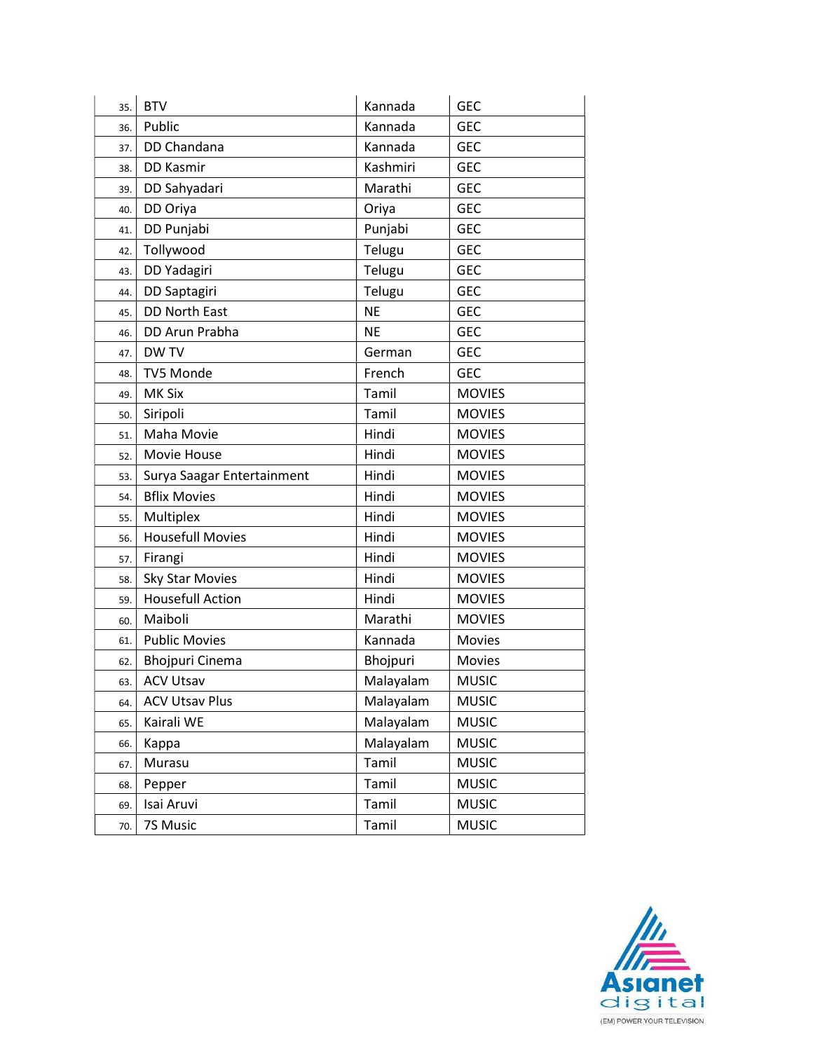| | | | |
|---|---|---|---|
| 35. | BTV | Kannada | GEC |
| 36. | Public | Kannada | GEC |
| 37. | DD Chandana | Kannada | GEC |
| 38. | DD Kasmir | Kashmiri | GEC |
| 39. | DD Sahyadari | Marathi | GEC |
| 40. | DD Oriya | Oriya | GEC |
| 41. | DD Punjabi | Punjabi | GEC |
| 42. | Tollywood | Telugu | GEC |
| 43. | DD Yadagiri | Telugu | GEC |
| 44. | DD Saptagiri | Telugu | GEC |
| 45. | DD North East | NE | GEC |
| 46. | DD Arun Prabha | NE | GEC |
| 47. | DW TV | German | GEC |
| 48. | TV5 Monde | French | GEC |
| 49. | MK Six | Tamil | MOVIES |
| 50. | Siripoli | Tamil | MOVIES |
| 51. | Maha Movie | Hindi | MOVIES |
| 52. | Movie House | Hindi | MOVIES |
| 53. | Surya Saagar Entertainment | Hindi | MOVIES |
| 54. | Bflix Movies | Hindi | MOVIES |
| 55. | Multiplex | Hindi | MOVIES |
| 56. | Housefull Movies | Hindi | MOVIES |
| 57. | Firangi | Hindi | MOVIES |
| 58. | Sky Star Movies | Hindi | MOVIES |
| 59. | Housefull Action | Hindi | MOVIES |
| 60. | Maiboli | Marathi | MOVIES |
| 61. | Public Movies | Kannada | Movies |
| 62. | Bhojpuri Cinema | Bhojpuri | Movies |
| 63. | ACV Utsav | Malayalam | MUSIC |
| 64. | ACV Utsav Plus | Malayalam | MUSIC |
| 65. | Kairali WE | Malayalam | MUSIC |
| 66. | Kappa | Malayalam | MUSIC |
| 67. | Murasu | Tamil | MUSIC |
| 68. | Pepper | Tamil | MUSIC |
| 69. | Isai Aruvi | Tamil | MUSIC |
| 70. | 7S Music | Tamil | MUSIC |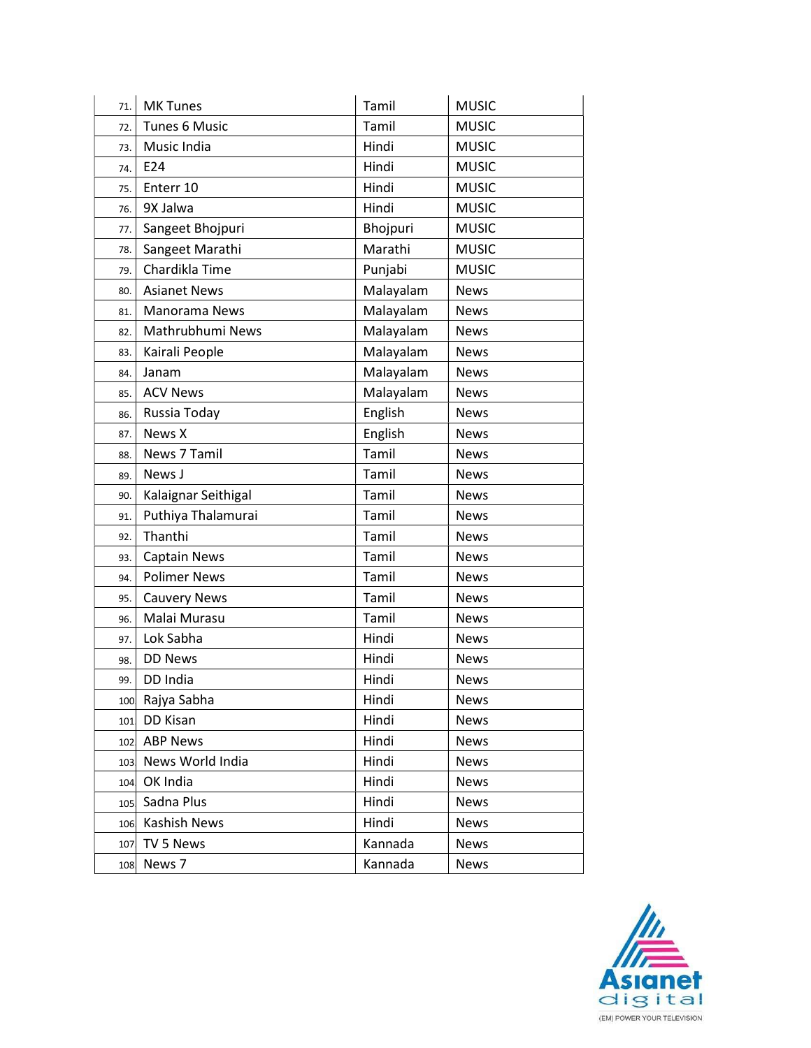| | | | |
|---|---|---|---|
| 71. | MK Tunes | Tamil | MUSIC |
| 72. | Tunes 6 Music | Tamil | MUSIC |
| 73. | Music India | Hindi | MUSIC |
| 74. | E24 | Hindi | MUSIC |
| 75. | Enterr 10 | Hindi | MUSIC |
| 76. | 9X Jalwa | Hindi | MUSIC |
| 77. | Sangeet Bhojpuri | Bhojpuri | MUSIC |
| 78. | Sangeet Marathi | Marathi | MUSIC |
| 79. | Chardikla Time | Punjabi | MUSIC |
| 80. | Asianet News | Malayalam | News |
| 81. | Manorama News | Malayalam | News |
| 82. | Mathrubhumi News | Malayalam | News |
| 83. | Kairali People | Malayalam | News |
| 84. | Janam | Malayalam | News |
| 85. | ACV News | Malayalam | News |
| 86. | Russia Today | English | News |
| 87. | News X | English | News |
| 88. | News 7 Tamil | Tamil | News |
| 89. | News J | Tamil | News |
| 90. | Kalaignar Seithigal | Tamil | News |
| 91. | Puthiya Thalamurai | Tamil | News |
| 92. | Thanthi | Tamil | News |
| 93. | Captain News | Tamil | News |
| 94. | Polimer News | Tamil | News |
| 95. | Cauvery News | Tamil | News |
| 96. | Malai Murasu | Tamil | News |
| 97. | Lok Sabha | Hindi | News |
| 98. | DD News | Hindi | News |
| 99. | DD India | Hindi | News |
| 100 | Rajya Sabha | Hindi | News |
| 101 | DD Kisan | Hindi | News |
| 102 | ABP News | Hindi | News |
| 103 | News World India | Hindi | News |
| 104 | OK India | Hindi | News |
| 105 | Sadna Plus | Hindi | News |
| 106 | Kashish News | Hindi | News |
| 107 | TV 5 News | Kannada | News |
| 108 | News 7 | Kannada | News |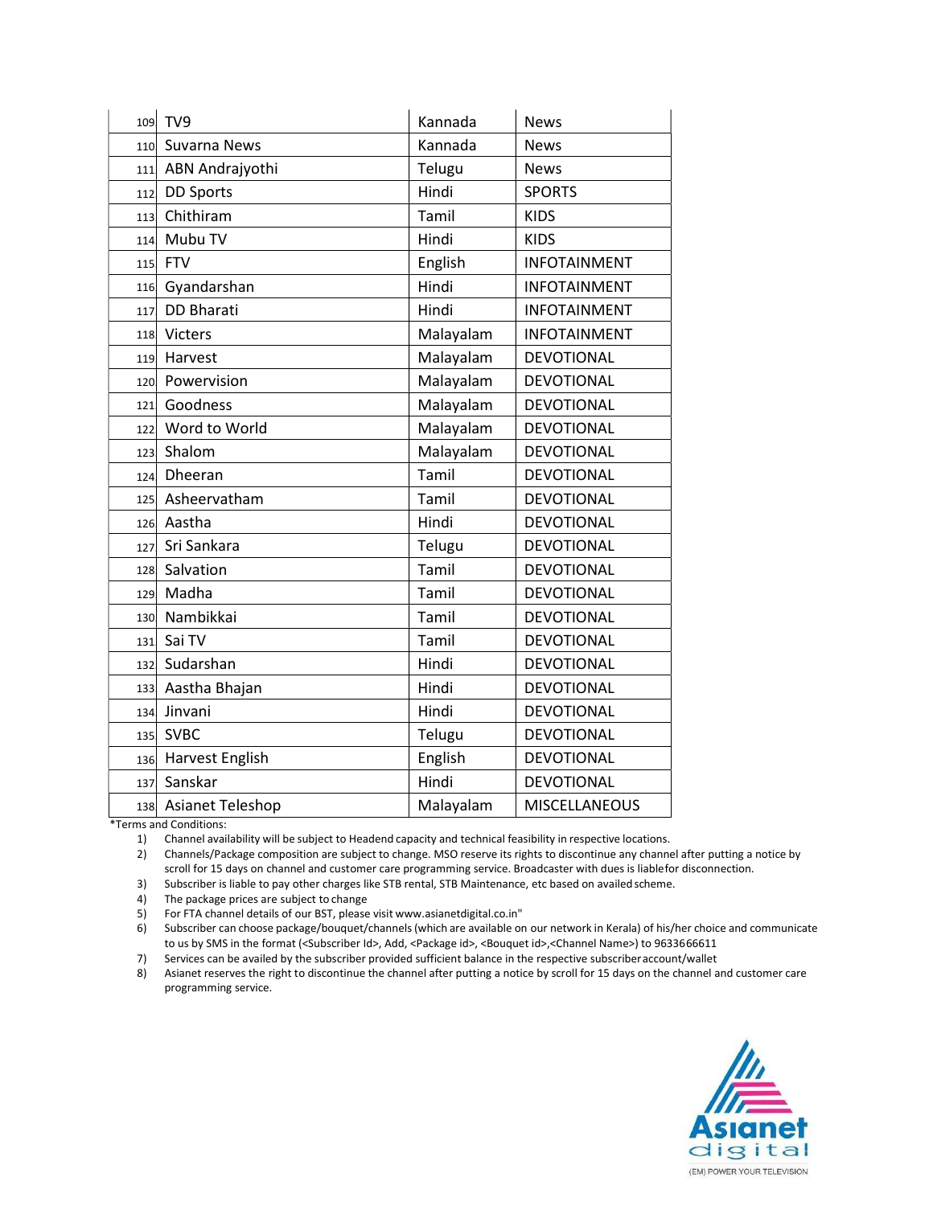| | | | |
|---|---|---|---|
| 109 | TV9 | Kannada | News |
| 110 | Suvarna News | Kannada | News |
| 111 | ABN Andrajyothi | Telugu | News |
| 112 | DD Sports | Hindi | SPORTS |
| 113 | Chithiram | Tamil | KIDS |
| 114 | Mubu TV | Hindi | KIDS |
| 115 | FTV | English | INFOTAINMENT |
| 116 | Gyandarshan | Hindi | INFOTAINMENT |
| 117 | DD Bharati | Hindi | INFOTAINMENT |
| 118 | Victers | Malayalam | INFOTAINMENT |
| 119 | Harvest | Malayalam | DEVOTIONAL |
| 120 | Powervision | Malayalam | DEVOTIONAL |
| 121 | Goodness | Malayalam | DEVOTIONAL |
| 122 | Word to World | Malayalam | DEVOTIONAL |
| 123 | Shalom | Malayalam | DEVOTIONAL |
| 124 | Dheeran | Tamil | DEVOTIONAL |
| 125 | Asheervatham | Tamil | DEVOTIONAL |
| 126 | Aastha | Hindi | DEVOTIONAL |
| 127 | Sri Sankara | Telugu | DEVOTIONAL |
| 128 | Salvation | Tamil | DEVOTIONAL |
| 129 | Madha | Tamil | DEVOTIONAL |
| 130 | Nambikkai | Tamil | DEVOTIONAL |
| 131 | Sai TV | Tamil | DEVOTIONAL |
| 132 | Sudarshan | Hindi | DEVOTIONAL |
| 133 | Aastha Bhajan | Hindi | DEVOTIONAL |
| 134 | Jinvani | Hindi | DEVOTIONAL |
| 135 | SVBC | Telugu | DEVOTIONAL |
| 136 | Harvest English | English | DEVOTIONAL |
| 137 | Sanskar | Hindi | DEVOTIONAL |
| 138 | Asianet Teleshop | Malayalam | MISCELLANEOUS |

*Terms and Conditions:

1) Channel availability will be subject to Headend capacity and technical feasibility in respective locations.
2) Channels/Package composition are subject to change. MSO reserve its rights to discontinue any channel after putting a notice by scroll for 15 days on channel and customer care programming service. Broadcaster with dues is liablefor disconnection.
3) Subscriber is liable to pay other charges like STB rental, STB Maintenance, etc based on availed scheme.
4) The package prices are subject to change
5) For FTA channel details of our BST, please visit www.asianetdigital.co.in"
6) Subscriber can choose package/bouquet/channels (which are available on our network in Kerala) of his/her choice and communicate to us by SMS in the format (<Subscriber Id>, Add, <Package id>, <Bouquet id>,<Channel Name>) to 9633666611
7) Services can be availed by the subscriber provided sufficient balance in the respective subscriberaccount/wallet
8) Asianet reserves the right to discontinue the channel after putting a notice by scroll for 15 days on the channel and customer care programming service.

Asianet digital
(EM) POWER YOUR TELEVISION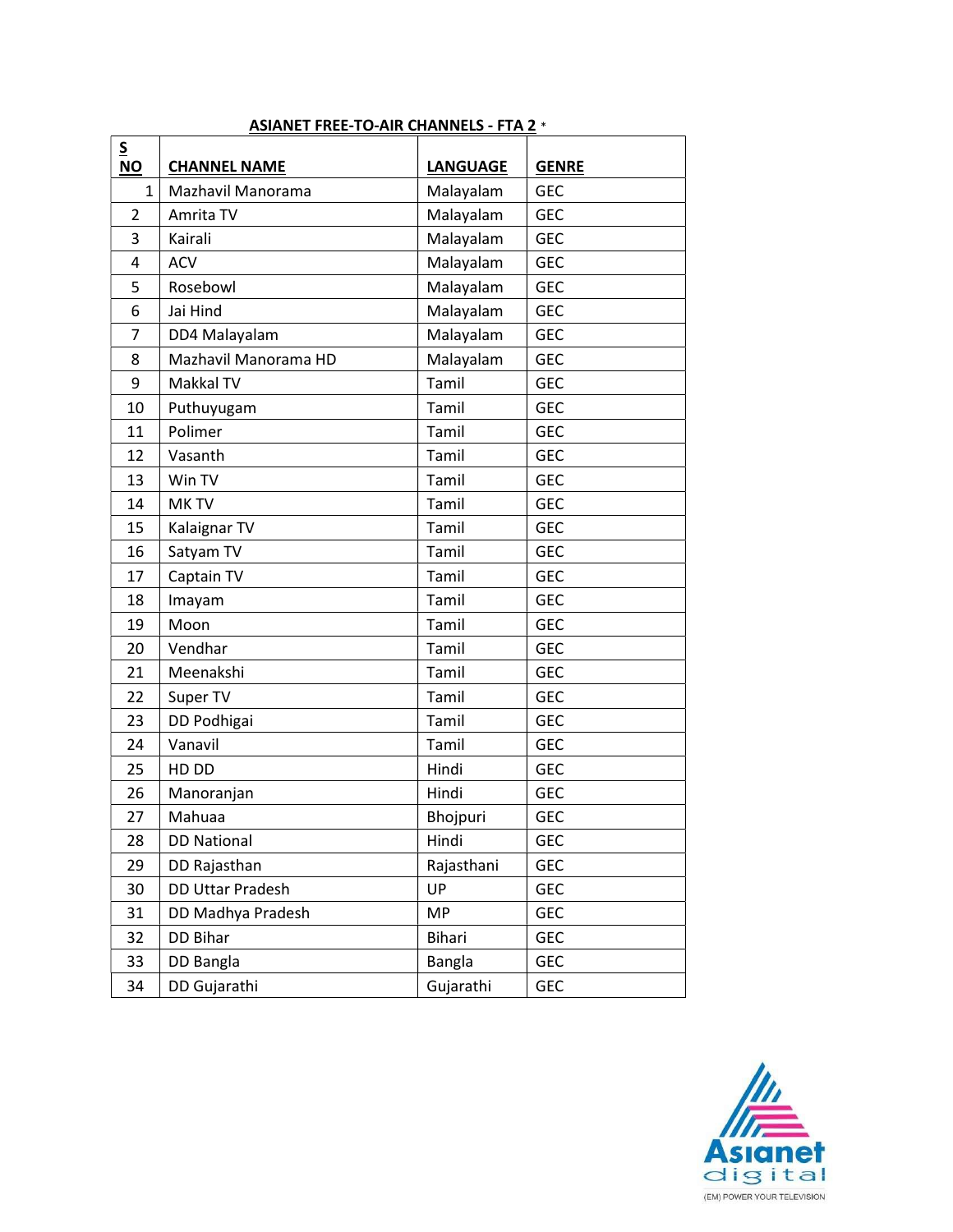## ASIANET FREE-TO-AIR CHANNELS - FTA 2 *

| S NO | CHANNEL NAME | LANGUAGE | GENRE |
|---|---|---|---|
| 1 | Mazhavil Manorama | Malayalam | GEC |
| 2 | Amrita TV | Malayalam | GEC |
| 3 | Kairali | Malayalam | GEC |
| 4 | ACV | Malayalam | GEC |
| 5 | Rosebowl | Malayalam | GEC |
| 6 | Jai Hind | Malayalam | GEC |
| 7 | DD4 Malayalam | Malayalam | GEC |
| 8 | Mazhavil Manorama HD | Malayalam | GEC |
| 9 | Makkal TV | Tamil | GEC |
| 10 | Puthuyugam | Tamil | GEC |
| 11 | Polimer | Tamil | GEC |
| 12 | Vasanth | Tamil | GEC |
| 13 | Win TV | Tamil | GEC |
| 14 | MK TV | Tamil | GEC |
| 15 | Kalaignar TV | Tamil | GEC |
| 16 | Satyam TV | Tamil | GEC |
| 17 | Captain TV | Tamil | GEC |
| 18 | Imayam | Tamil | GEC |
| 19 | Moon | Tamil | GEC |
| 20 | Vendhar | Tamil | GEC |
| 21 | Meenakshi | Tamil | GEC |
| 22 | Super TV | Tamil | GEC |
| 23 | DD Podhigai | Tamil | GEC |
| 24 | Vanavil | Tamil | GEC |
| 25 | HD DD | Hindi | GEC |
| 26 | Manoranjan | Hindi | GEC |
| 27 | Mahuaa | Bhojpuri | GEC |
| 28 | DD National | Hindi | GEC |
| 29 | DD Rajasthan | Rajasthani | GEC |
| 30 | DD Uttar Pradesh | UP | GEC |
| 31 | DD Madhya Pradesh | MP | GEC |
| 32 | DD Bihar | Bihari | GEC |
| 33 | DD Bangla | Bangla | GEC |
| 34 | DD Gujarathi | Gujarathi | GEC |

Asianet digital
(EM) POWER YOUR TELEVISION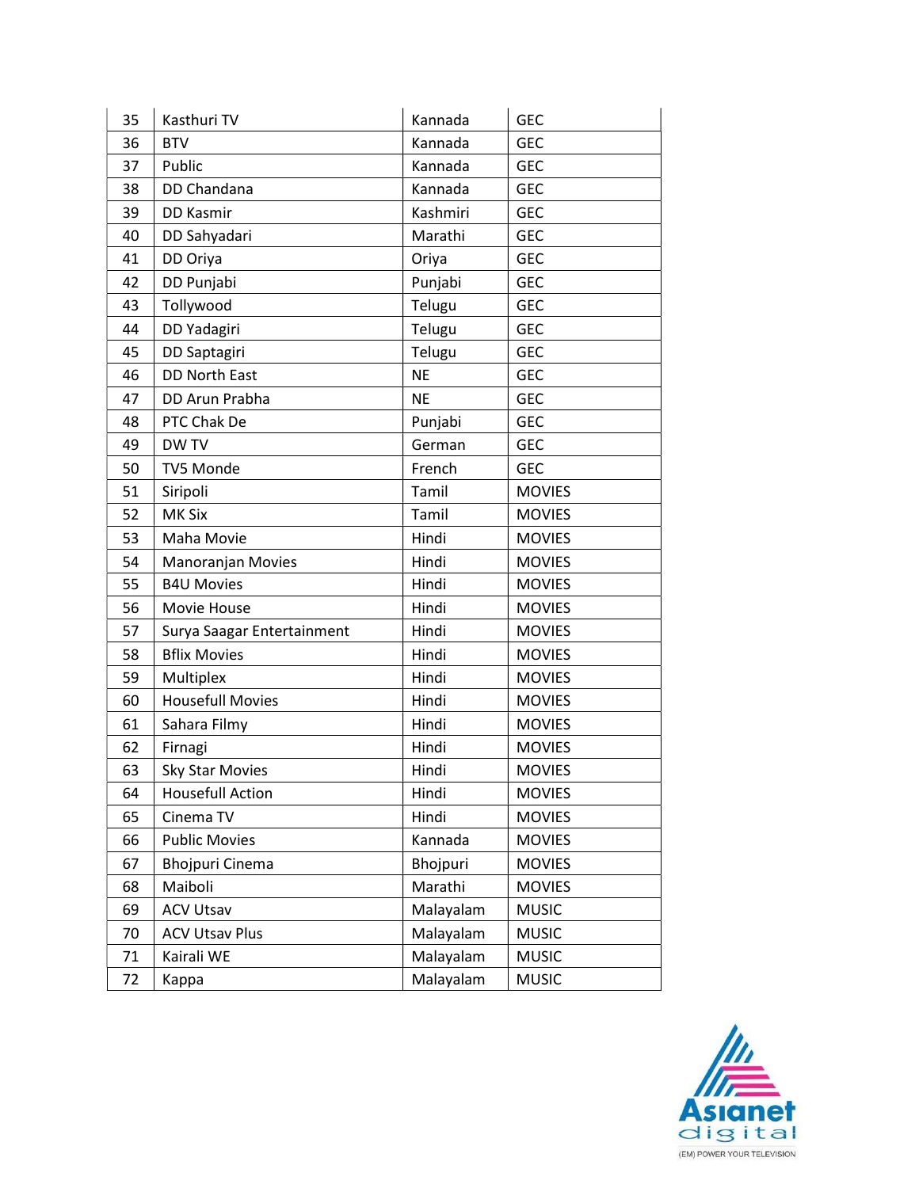| 35 | Kasthuri TV | Kannada | GEC |
|---|---|---|---|
| 36 | BTV | Kannada | GEC |
| 37 | Public | Kannada | GEC |
| 38 | DD Chandana | Kannada | GEC |
| 39 | DD Kasmir | Kashmiri | GEC |
| 40 | DD Sahyadari | Marathi | GEC |
| 41 | DD Oriya | Oriya | GEC |
| 42 | DD Punjabi | Punjabi | GEC |
| 43 | Tollywood | Telugu | GEC |
| 44 | DD Yadagiri | Telugu | GEC |
| 45 | DD Saptagiri | Telugu | GEC |
| 46 | DD North East | NE | GEC |
| 47 | DD Arun Prabha | NE | GEC |
| 48 | PTC Chak De | Punjabi | GEC |
| 49 | DW TV | German | GEC |
| 50 | TV5 Monde | French | GEC |
| 51 | Siripoli | Tamil | MOVIES |
| 52 | MK Six | Tamil | MOVIES |
| 53 | Maha Movie | Hindi | MOVIES |
| 54 | Manoranjan Movies | Hindi | MOVIES |
| 55 | B4U Movies | Hindi | MOVIES |
| 56 | Movie House | Hindi | MOVIES |
| 57 | Surya Saagar Entertainment | Hindi | MOVIES |
| 58 | Bflix Movies | Hindi | MOVIES |
| 59 | Multiplex | Hindi | MOVIES |
| 60 | Housefull Movies | Hindi | MOVIES |
| 61 | Sahara Filmy | Hindi | MOVIES |
| 62 | Firnagi | Hindi | MOVIES |
| 63 | Sky Star Movies | Hindi | MOVIES |
| 64 | Housefull Action | Hindi | MOVIES |
| 65 | Cinema TV | Hindi | MOVIES |
| 66 | Public Movies | Kannada | MOVIES |
| 67 | Bhojpuri Cinema | Bhojpuri | MOVIES |
| 68 | Maiboli | Marathi | MOVIES |
| 69 | ACV Utsav | Malayalam | MUSIC |
| 70 | ACV Utsav Plus | Malayalam | MUSIC |
| 71 | Kairali WE | Malayalam | MUSIC |
| 72 | Kappa | Malayalam | MUSIC |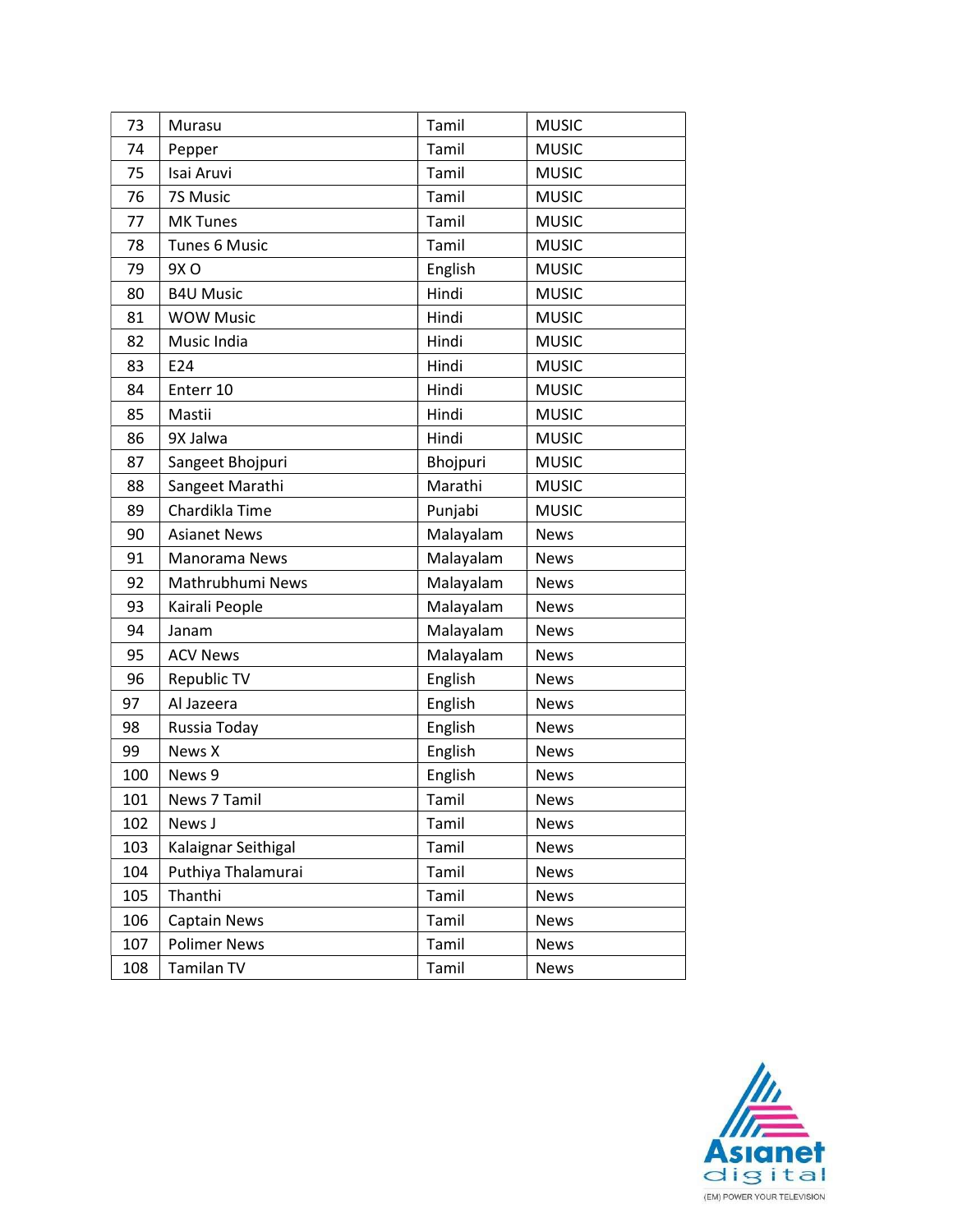| 73 | Murasu | Tamil | MUSIC |
|---|---|---|---|
| 74 | Pepper | Tamil | MUSIC |
| 75 | Isai Aruvi | Tamil | MUSIC |
| 76 | 7S Music | Tamil | MUSIC |
| 77 | MK Tunes | Tamil | MUSIC |
| 78 | Tunes 6 Music | Tamil | MUSIC |
| 79 | 9X O | English | MUSIC |
| 80 | B4U Music | Hindi | MUSIC |
| 81 | WOW Music | Hindi | MUSIC |
| 82 | Music India | Hindi | MUSIC |
| 83 | E24 | Hindi | MUSIC |
| 84 | Enterr 10 | Hindi | MUSIC |
| 85 | Mastii | Hindi | MUSIC |
| 86 | 9X Jalwa | Hindi | MUSIC |
| 87 | Sangeet Bhojpuri | Bhojpuri | MUSIC |
| 88 | Sangeet Marathi | Marathi | MUSIC |
| 89 | Chardikla Time | Punjabi | MUSIC |
| 90 | Asianet News | Malayalam | News |
| 91 | Manorama News | Malayalam | News |
| 92 | Mathrubhumi News | Malayalam | News |
| 93 | Kairali People | Malayalam | News |
| 94 | Janam | Malayalam | News |
| 95 | ACV News | Malayalam | News |
| 96 | Republic TV | English | News |
| 97 | Al Jazeera | English | News |
| 98 | Russia Today | English | News |
| 99 | News X | English | News |
| 100 | News 9 | English | News |
| 101 | News 7 Tamil | Tamil | News |
| 102 | News J | Tamil | News |
| 103 | Kalaignar Seithigal | Tamil | News |
| 104 | Puthiya Thalamurai | Tamil | News |
| 105 | Thanthi | Tamil | News |
| 106 | Captain News | Tamil | News |
| 107 | Polimer News | Tamil | News |
| 108 | Tamilan TV | Tamil | News |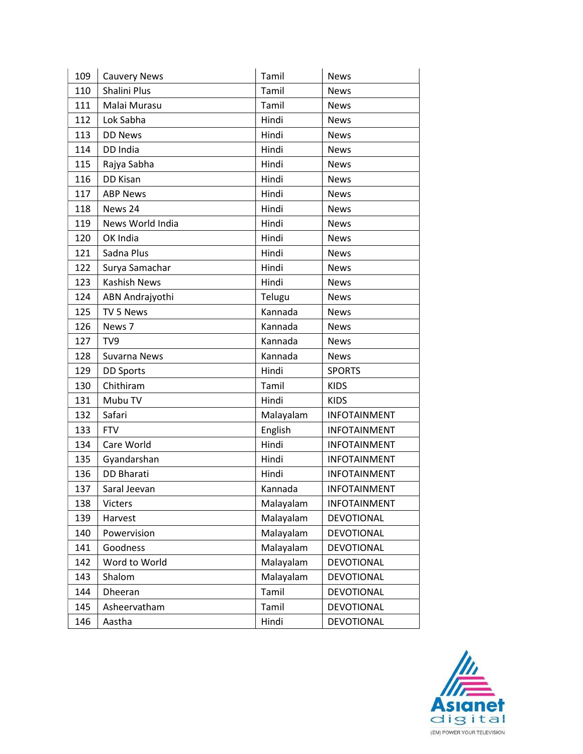| 109 | Cauvery News | Tamil | News |
|---|---|---|---|
| 110 | Shalini Plus | Tamil | News |
| 111 | Malai Murasu | Tamil | News |
| 112 | Lok Sabha | Hindi | News |
| 113 | DD News | Hindi | News |
| 114 | DD India | Hindi | News |
| 115 | Rajya Sabha | Hindi | News |
| 116 | DD Kisan | Hindi | News |
| 117 | ABP News | Hindi | News |
| 118 | News 24 | Hindi | News |
| 119 | News World India | Hindi | News |
| 120 | OK India | Hindi | News |
| 121 | Sadna Plus | Hindi | News |
| 122 | Surya Samachar | Hindi | News |
| 123 | Kashish News | Hindi | News |
| 124 | ABN Andrajyothi | Telugu | News |
| 125 | TV 5 News | Kannada | News |
| 126 | News 7 | Kannada | News |
| 127 | TV9 | Kannada | News |
| 128 | Suvarna News | Kannada | News |
| 129 | DD Sports | Hindi | SPORTS |
| 130 | Chithiram | Tamil | KIDS |
| 131 | Mubu TV | Hindi | KIDS |
| 132 | Safari | Malayalam | INFOTAINMENT |
| 133 | FTV | English | INFOTAINMENT |
| 134 | Care World | Hindi | INFOTAINMENT |
| 135 | Gyandarshan | Hindi | INFOTAINMENT |
| 136 | DD Bharati | Hindi | INFOTAINMENT |
| 137 | Saral Jeevan | Kannada | INFOTAINMENT |
| 138 | Victers | Malayalam | INFOTAINMENT |
| 139 | Harvest | Malayalam | DEVOTIONAL |
| 140 | Powervision | Malayalam | DEVOTIONAL |
| 141 | Goodness | Malayalam | DEVOTIONAL |
| 142 | Word to World | Malayalam | DEVOTIONAL |
| 143 | Shalom | Malayalam | DEVOTIONAL |
| 144 | Dheeran | Tamil | DEVOTIONAL |
| 145 | Asheervatham | Tamil | DEVOTIONAL |
| 146 | Aastha | Hindi | DEVOTIONAL |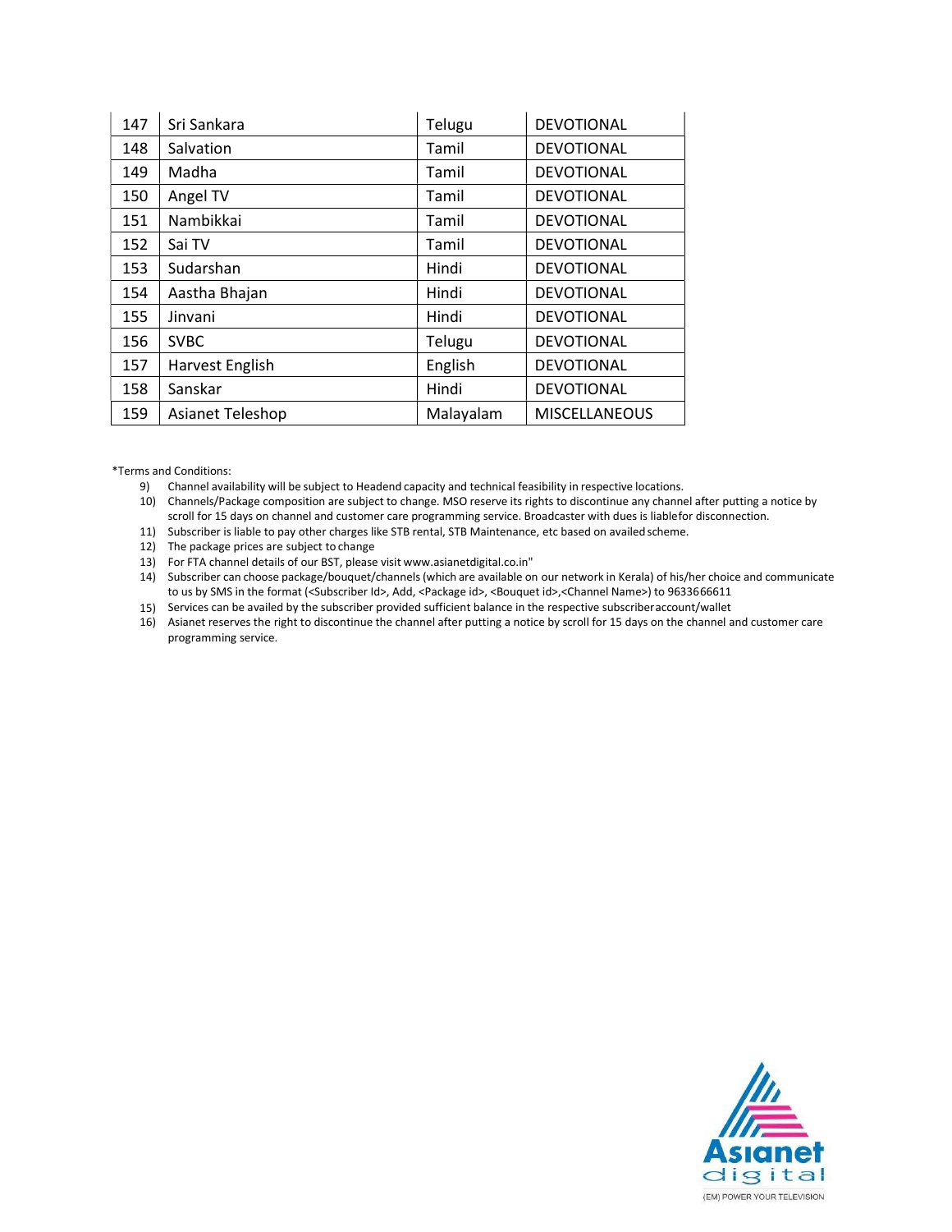| | | | |
|---|---|---|---|
| 147 | Sri Sankara | Telugu | DEVOTIONAL |
| 148 | Salvation | Tamil | DEVOTIONAL |
| 149 | Madha | Tamil | DEVOTIONAL |
| 150 | Angel TV | Tamil | DEVOTIONAL |
| 151 | Nambikkai | Tamil | DEVOTIONAL |
| 152 | Sai TV | Tamil | DEVOTIONAL |
| 153 | Sudarshan | Hindi | DEVOTIONAL |
| 154 | Aastha Bhajan | Hindi | DEVOTIONAL |
| 155 | Jinvani | Hindi | DEVOTIONAL |
| 156 | SVBC | Telugu | DEVOTIONAL |
| 157 | Harvest English | English | DEVOTIONAL |
| 158 | Sanskar | Hindi | DEVOTIONAL |
| 159 | Asianet Teleshop | Malayalam | MISCELLANEOUS |

*Terms and Conditions:

9) Channel availability will be subject to Headend capacity and technical feasibility in respective locations.
10) Channels/Package composition are subject to change. MSO reserve its rights to discontinue any channel after putting a notice by scroll for 15 days on channel and customer care programming service. Broadcaster with dues is liablefor disconnection.
11) Subscriber is liable to pay other charges like STB rental, STB Maintenance, etc based on availed scheme.
12) The package prices are subject to change
13) For FTA channel details of our BST, please visit www.asianetdigital.co.in"
14) Subscriber can choose package/bouquet/channels (which are available on our network in Kerala) of his/her choice and communicate to us by SMS in the format (<Subscriber Id>, Add, <Package id>, <Bouquet id>,<Channel Name>) to 9633666611
15) Services can be availed by the subscriber provided sufficient balance in the respective subscriberaccount/wallet
16) Asianet reserves the right to discontinue the channel after putting a notice by scroll for 15 days on the channel and customer care programming service.

Asianet digital

(EM) POWER YOUR TELEVISION